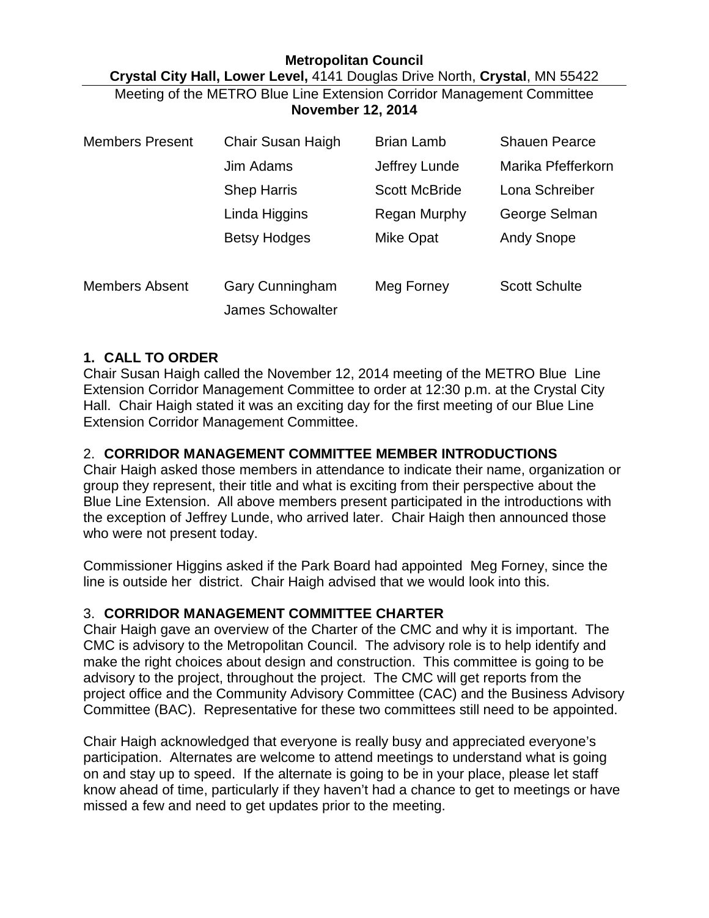**Metropolitan Council**

**Crystal City Hall, Lower Level,** 4141 Douglas Drive North, **Crystal**, MN 55422

Meeting of the METRO Blue Line Extension Corridor Management Committee

**November 12, 2014**

| Members Present | Chair Susan Haigh | Brian Lamb | Shauen Pearce |
|---|---|---|---|
| | Jim Adams | Jeffrey Lunde | Marika Pfefferkorn |
| | Shep Harris | Scott McBride | Lona Schreiber |
| | Linda Higgins | Regan Murphy | George Selman |
| | Betsy Hodges | Mike Opat | Andy Snope |
| Members Absent | Gary Cunningham | Meg Forney | Scott Schulte |
| | James Schowalter | | |

## 1. CALL TO ORDER

Chair Susan Haigh called the November 12, 2014 meeting of the METRO Blue Line Extension Corridor Management Committee to order at 12:30 p.m. at the Crystal City Hall. Chair Haigh stated it was an exciting day for the first meeting of our Blue Line Extension Corridor Management Committee.

## 2. CORRIDOR MANAGEMENT COMMITTEE MEMBER INTRODUCTIONS

Chair Haigh asked those members in attendance to indicate their name, organization or group they represent, their title and what is exciting from their perspective about the Blue Line Extension. All above members present participated in the introductions with the exception of Jeffrey Lunde, who arrived later. Chair Haigh then announced those who were not present today.

Commissioner Higgins asked if the Park Board had appointed Meg Forney, since the line is outside her district. Chair Haigh advised that we would look into this.

## 3. CORRIDOR MANAGEMENT COMMITTEE CHARTER

Chair Haigh gave an overview of the Charter of the CMC and why it is important. The CMC is advisory to the Metropolitan Council. The advisory role is to help identify and make the right choices about design and construction. This committee is going to be advisory to the project, throughout the project. The CMC will get reports from the project office and the Community Advisory Committee (CAC) and the Business Advisory Committee (BAC). Representative for these two committees still need to be appointed.

Chair Haigh acknowledged that everyone is really busy and appreciated everyone's participation. Alternates are welcome to attend meetings to understand what is going on and stay up to speed. If the alternate is going to be in your place, please let staff know ahead of time, particularly if they haven't had a chance to get to meetings or have missed a few and need to get updates prior to the meeting.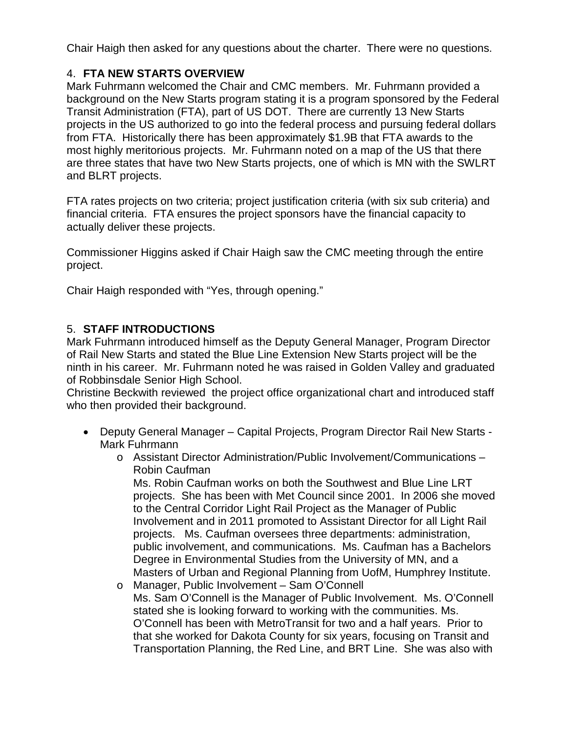Chair Haigh then asked for any questions about the charter. There were no questions.

4. **FTA NEW STARTS OVERVIEW**

Mark Fuhrmann welcomed the Chair and CMC members. Mr. Fuhrmann provided a background on the New Starts program stating it is a program sponsored by the Federal Transit Administration (FTA), part of US DOT. There are currently 13 New Starts projects in the US authorized to go into the federal process and pursuing federal dollars from FTA. Historically there has been approximately $1.9B that FTA awards to the most highly meritorious projects. Mr. Fuhrmann noted on a map of the US that there are three states that have two New Starts projects, one of which is MN with the SWLRT and BLRT projects.

FTA rates projects on two criteria; project justification criteria (with six sub criteria) and financial criteria. FTA ensures the project sponsors have the financial capacity to actually deliver these projects.

Commissioner Higgins asked if Chair Haigh saw the CMC meeting through the entire project.

Chair Haigh responded with "Yes, through opening."

5. **STAFF INTRODUCTIONS**

Mark Fuhrmann introduced himself as the Deputy General Manager, Program Director of Rail New Starts and stated the Blue Line Extension New Starts project will be the ninth in his career. Mr. Fuhrmann noted he was raised in Golden Valley and graduated of Robbinsdale Senior High School.

Christine Beckwith reviewed the project office organizational chart and introduced staff who then provided their background.

- Deputy General Manager – Capital Projects, Program Director Rail New Starts - Mark Fuhrmann
  - Assistant Director Administration/Public Involvement/Communications – Robin Caufman
    Ms. Robin Caufman works on both the Southwest and Blue Line LRT projects. She has been with Met Council since 2001. In 2006 she moved to the Central Corridor Light Rail Project as the Manager of Public Involvement and in 2011 promoted to Assistant Director for all Light Rail projects. Ms. Caufman oversees three departments: administration, public involvement, and communications. Ms. Caufman has a Bachelors Degree in Environmental Studies from the University of MN, and a Masters of Urban and Regional Planning from UofM, Humphrey Institute.
  - Manager, Public Involvement – Sam O'Connell
    Ms. Sam O'Connell is the Manager of Public Involvement. Ms. O'Connell stated she is looking forward to working with the communities. Ms. O'Connell has been with MetroTransit for two and a half years. Prior to that she worked for Dakota County for six years, focusing on Transit and Transportation Planning, the Red Line, and BRT Line. She was also with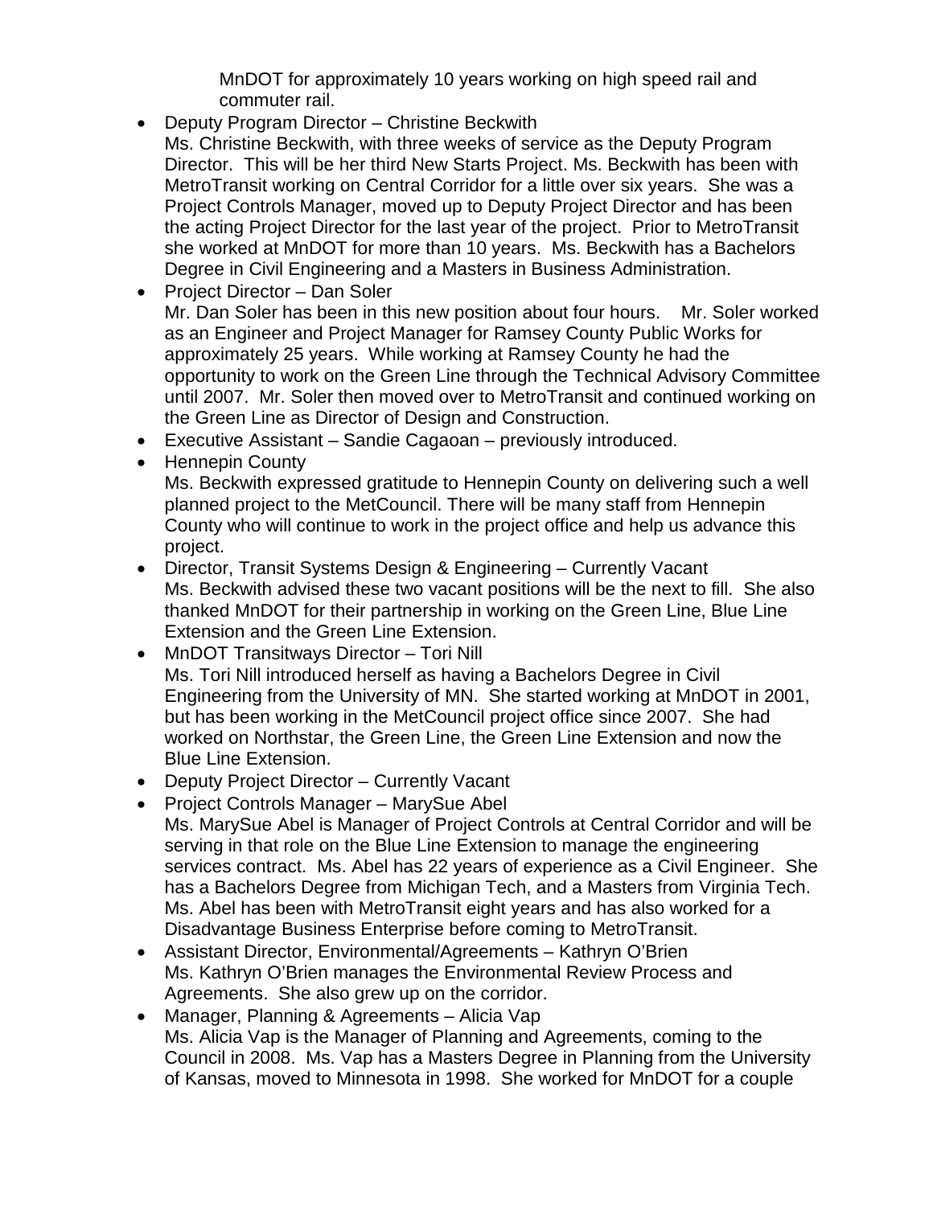MnDOT for approximately 10 years working on high speed rail and commuter rail.

- Deputy Program Director – Christine Beckwith
  Ms. Christine Beckwith, with three weeks of service as the Deputy Program Director. This will be her third New Starts Project. Ms. Beckwith has been with MetroTransit working on Central Corridor for a little over six years. She was a Project Controls Manager, moved up to Deputy Project Director and has been the acting Project Director for the last year of the project. Prior to MetroTransit she worked at MnDOT for more than 10 years. Ms. Beckwith has a Bachelors Degree in Civil Engineering and a Masters in Business Administration.
- Project Director – Dan Soler
  Mr. Dan Soler has been in this new position about four hours. Mr. Soler worked as an Engineer and Project Manager for Ramsey County Public Works for approximately 25 years. While working at Ramsey County he had the opportunity to work on the Green Line through the Technical Advisory Committee until 2007. Mr. Soler then moved over to MetroTransit and continued working on the Green Line as Director of Design and Construction.
- Executive Assistant – Sandie Cagaoan – previously introduced.
- Hennepin County
  Ms. Beckwith expressed gratitude to Hennepin County on delivering such a well planned project to the MetCouncil. There will be many staff from Hennepin County who will continue to work in the project office and help us advance this project.
- Director, Transit Systems Design & Engineering – Currently Vacant
  Ms. Beckwith advised these two vacant positions will be the next to fill. She also thanked MnDOT for their partnership in working on the Green Line, Blue Line Extension and the Green Line Extension.
- MnDOT Transitways Director – Tori Nill
  Ms. Tori Nill introduced herself as having a Bachelors Degree in Civil Engineering from the University of MN. She started working at MnDOT in 2001, but has been working in the MetCouncil project office since 2007. She had worked on Northstar, the Green Line, the Green Line Extension and now the Blue Line Extension.
- Deputy Project Director – Currently Vacant
- Project Controls Manager – MarySue Abel
  Ms. MarySue Abel is Manager of Project Controls at Central Corridor and will be serving in that role on the Blue Line Extension to manage the engineering services contract. Ms. Abel has 22 years of experience as a Civil Engineer. She has a Bachelors Degree from Michigan Tech, and a Masters from Virginia Tech. Ms. Abel has been with MetroTransit eight years and has also worked for a Disadvantage Business Enterprise before coming to MetroTransit.
- Assistant Director, Environmental/Agreements – Kathryn O'Brien
  Ms. Kathryn O'Brien manages the Environmental Review Process and Agreements. She also grew up on the corridor.
- Manager, Planning & Agreements – Alicia Vap
  Ms. Alicia Vap is the Manager of Planning and Agreements, coming to the Council in 2008. Ms. Vap has a Masters Degree in Planning from the University of Kansas, moved to Minnesota in 1998. She worked for MnDOT for a couple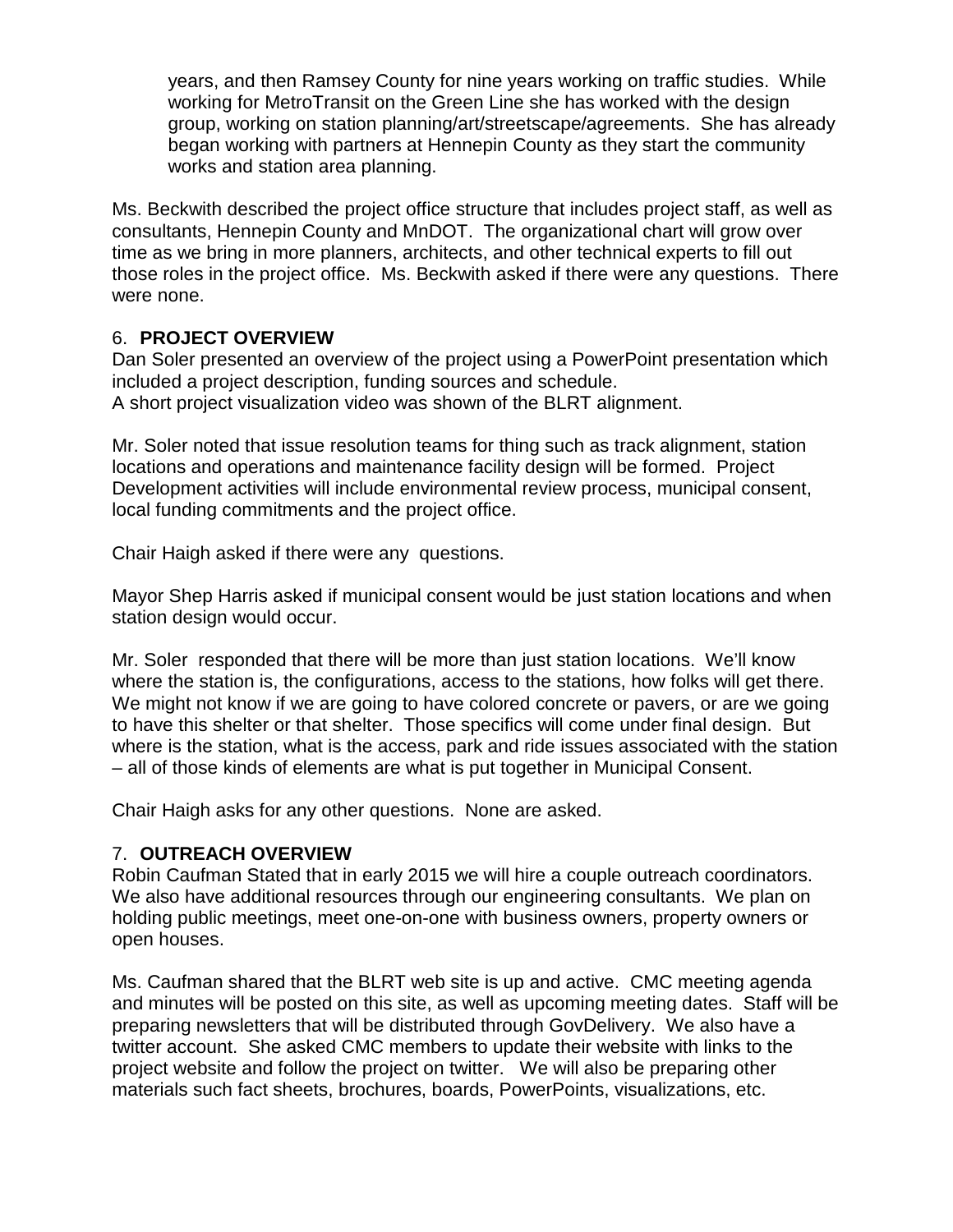years, and then Ramsey County for nine years working on traffic studies. While working for MetroTransit on the Green Line she has worked with the design group, working on station planning/art/streetscape/agreements. She has already began working with partners at Hennepin County as they start the community works and station area planning.

Ms. Beckwith described the project office structure that includes project staff, as well as consultants, Hennepin County and MnDOT. The organizational chart will grow over time as we bring in more planners, architects, and other technical experts to fill out those roles in the project office. Ms. Beckwith asked if there were any questions. There were none.

## 6. **PROJECT OVERVIEW**

Dan Soler presented an overview of the project using a PowerPoint presentation which included a project description, funding sources and schedule.
A short project visualization video was shown of the BLRT alignment.

Mr. Soler noted that issue resolution teams for thing such as track alignment, station locations and operations and maintenance facility design will be formed. Project Development activities will include environmental review process, municipal consent, local funding commitments and the project office.

Chair Haigh asked if there were any questions.

Mayor Shep Harris asked if municipal consent would be just station locations and when station design would occur.

Mr. Soler responded that there will be more than just station locations. We'll know where the station is, the configurations, access to the stations, how folks will get there. We might not know if we are going to have colored concrete or pavers, or are we going to have this shelter or that shelter. Those specifics will come under final design. But where is the station, what is the access, park and ride issues associated with the station – all of those kinds of elements are what is put together in Municipal Consent.

Chair Haigh asks for any other questions. None are asked.

## 7. **OUTREACH OVERVIEW**

Robin Caufman Stated that in early 2015 we will hire a couple outreach coordinators. We also have additional resources through our engineering consultants. We plan on holding public meetings, meet one-on-one with business owners, property owners or open houses.

Ms. Caufman shared that the BLRT web site is up and active. CMC meeting agenda and minutes will be posted on this site, as well as upcoming meeting dates. Staff will be preparing newsletters that will be distributed through GovDelivery. We also have a twitter account. She asked CMC members to update their website with links to the project website and follow the project on twitter. We will also be preparing other materials such fact sheets, brochures, boards, PowerPoints, visualizations, etc.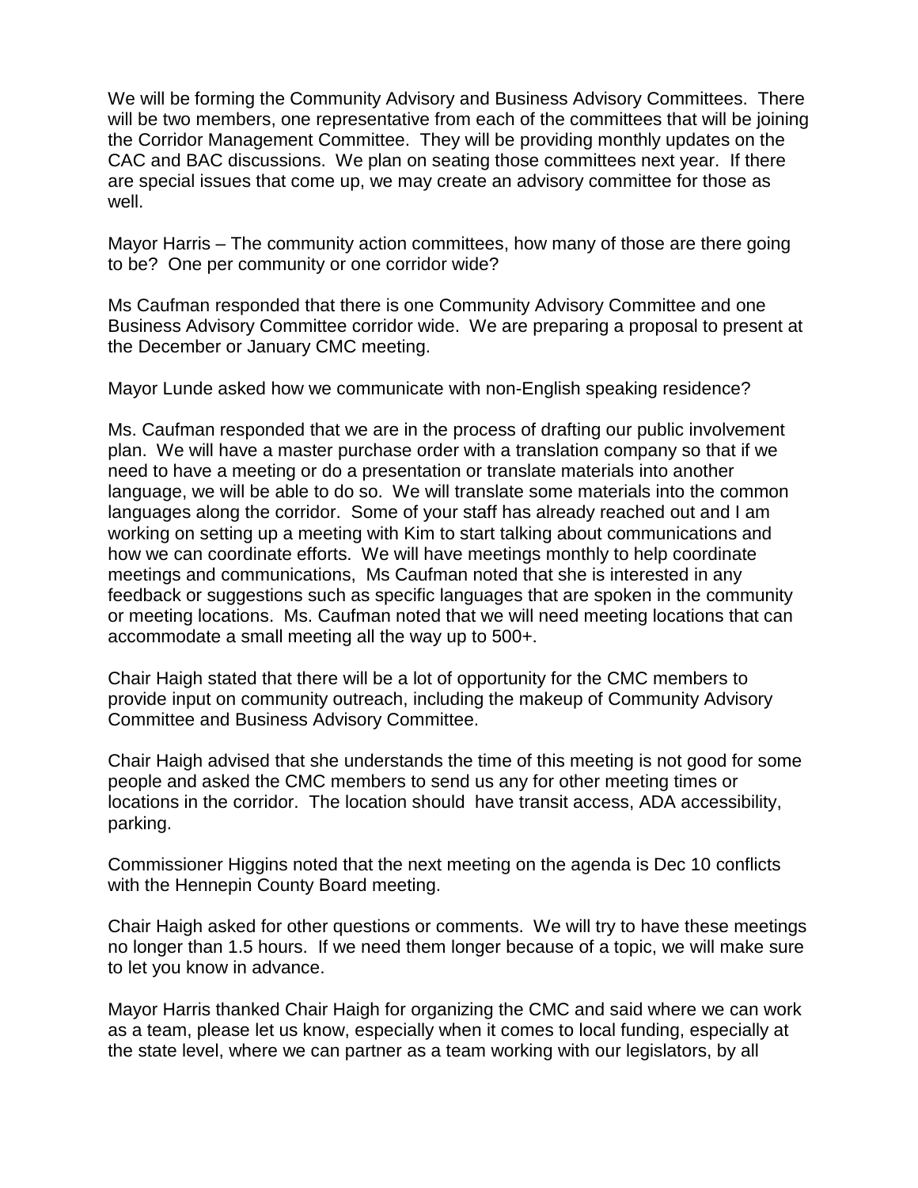We will be forming the Community Advisory and Business Advisory Committees. There will be two members, one representative from each of the committees that will be joining the Corridor Management Committee. They will be providing monthly updates on the CAC and BAC discussions. We plan on seating those committees next year. If there are special issues that come up, we may create an advisory committee for those as well.

Mayor Harris – The community action committees, how many of those are there going to be? One per community or one corridor wide?

Ms Caufman responded that there is one Community Advisory Committee and one Business Advisory Committee corridor wide. We are preparing a proposal to present at the December or January CMC meeting.

Mayor Lunde asked how we communicate with non-English speaking residence?

Ms. Caufman responded that we are in the process of drafting our public involvement plan. We will have a master purchase order with a translation company so that if we need to have a meeting or do a presentation or translate materials into another language, we will be able to do so. We will translate some materials into the common languages along the corridor. Some of your staff has already reached out and I am working on setting up a meeting with Kim to start talking about communications and how we can coordinate efforts. We will have meetings monthly to help coordinate meetings and communications, Ms Caufman noted that she is interested in any feedback or suggestions such as specific languages that are spoken in the community or meeting locations. Ms. Caufman noted that we will need meeting locations that can accommodate a small meeting all the way up to 500+.

Chair Haigh stated that there will be a lot of opportunity for the CMC members to provide input on community outreach, including the makeup of Community Advisory Committee and Business Advisory Committee.

Chair Haigh advised that she understands the time of this meeting is not good for some people and asked the CMC members to send us any for other meeting times or locations in the corridor. The location should have transit access, ADA accessibility, parking.

Commissioner Higgins noted that the next meeting on the agenda is Dec 10 conflicts with the Hennepin County Board meeting.

Chair Haigh asked for other questions or comments. We will try to have these meetings no longer than 1.5 hours. If we need them longer because of a topic, we will make sure to let you know in advance.

Mayor Harris thanked Chair Haigh for organizing the CMC and said where we can work as a team, please let us know, especially when it comes to local funding, especially at the state level, where we can partner as a team working with our legislators, by all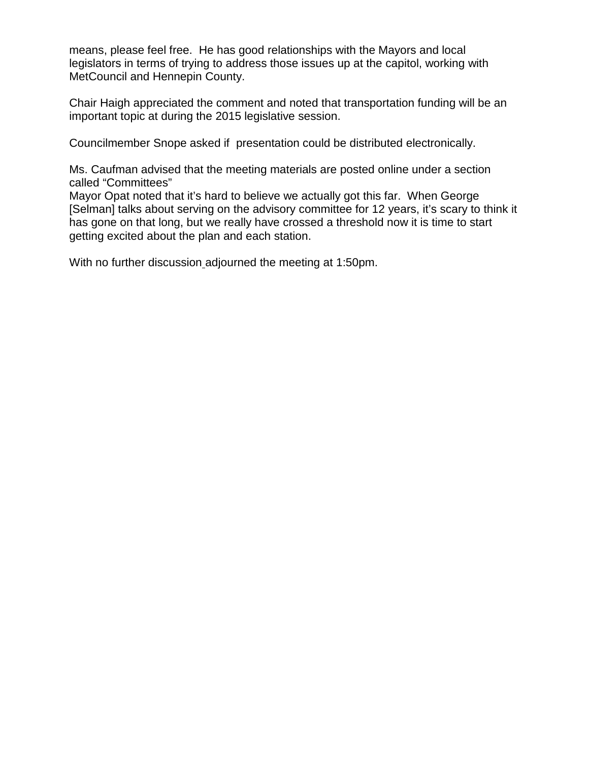means, please feel free. He has good relationships with the Mayors and local legislators in terms of trying to address those issues up at the capitol, working with MetCouncil and Hennepin County.

Chair Haigh appreciated the comment and noted that transportation funding will be an important topic at during the 2015 legislative session.

Councilmember Snope asked if presentation could be distributed electronically.

Ms. Caufman advised that the meeting materials are posted online under a section called "Committees"
Mayor Opat noted that it's hard to believe we actually got this far. When George [Selman] talks about serving on the advisory committee for 12 years, it's scary to think it has gone on that long, but we really have crossed a threshold now it is time to start getting excited about the plan and each station.

With no further discussion adjourned the meeting at 1:50pm.